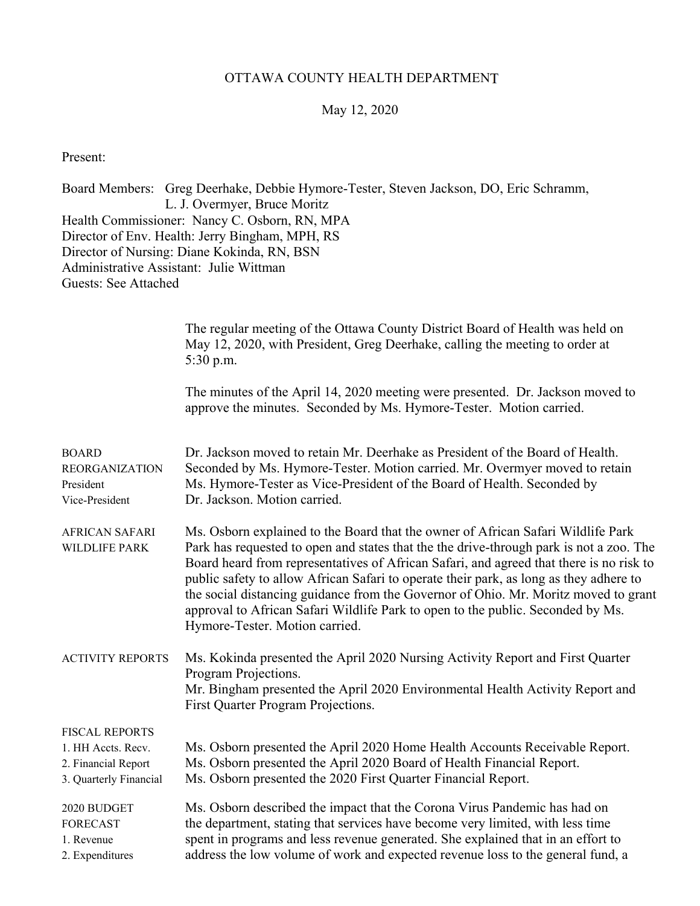# OTTAWA COUNTY HEALTH DEPARTMENT

May 12, 2020

Present:

Board Members: Greg Deerhake, Debbie Hymore-Tester, Steven Jackson, DO, Eric Schramm, L. J. Overmyer, Bruce Moritz
Health Commissioner: Nancy C. Osborn, RN, MPA
Director of Env. Health: Jerry Bingham, MPH, RS
Director of Nursing: Diane Kokinda, RN, BSN
Administrative Assistant: Julie Wittman
Guests: See Attached

The regular meeting of the Ottawa County District Board of Health was held on May 12, 2020, with President, Greg Deerhake, calling the meeting to order at 5:30 p.m.

The minutes of the April 14, 2020 meeting were presented. Dr. Jackson moved to approve the minutes. Seconded by Ms. Hymore-Tester. Motion carried.

**BOARD REORGANIZATION**
**President**
**Vice-President**

Dr. Jackson moved to retain Mr. Deerhake as President of the Board of Health. Seconded by Ms. Hymore-Tester. Motion carried. Mr. Overmyer moved to retain Ms. Hymore-Tester as Vice-President of the Board of Health. Seconded by Dr. Jackson. Motion carried.

**AFRICAN SAFARI WILDLIFE PARK**

Ms. Osborn explained to the Board that the owner of African Safari Wildlife Park Park has requested to open and states that the the drive-through park is not a zoo. The Board heard from representatives of African Safari, and agreed that there is no risk to public safety to allow African Safari to operate their park, as long as they adhere to the social distancing guidance from the Governor of Ohio. Mr. Moritz moved to grant approval to African Safari Wildlife Park to open to the public. Seconded by Ms. Hymore-Tester. Motion carried.

**ACTIVITY REPORTS**

Ms. Kokinda presented the April 2020 Nursing Activity Report and First Quarter Program Projections.
Mr. Bingham presented the April 2020 Environmental Health Activity Report and First Quarter Program Projections.

**FISCAL REPORTS**
1. HH Accts. Recv.
2. Financial Report
3. Quarterly Financial

Ms. Osborn presented the April 2020 Home Health Accounts Receivable Report.
Ms. Osborn presented the April 2020 Board of Health Financial Report.
Ms. Osborn presented the 2020 First Quarter Financial Report.

**2020 BUDGET FORECAST**
1. Revenue
2. Expenditures

Ms. Osborn described the impact that the Corona Virus Pandemic has had on the department, stating that services have become very limited, with less time spent in programs and less revenue generated. She explained that in an effort to address the low volume of work and expected revenue loss to the general fund, a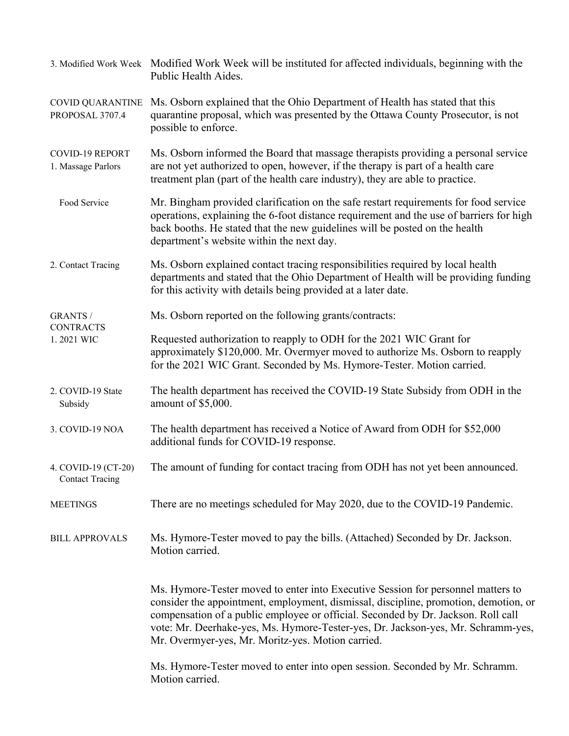**3. Modified Work Week** — Modified Work Week will be instituted for affected individuals, beginning with the Public Health Aides.

**COVID QUARANTINE PROPOSAL 3707.4** — Ms. Osborn explained that the Ohio Department of Health has stated that this quarantine proposal, which was presented by the Ottawa County Prosecutor, is not possible to enforce.

**COVID-19 REPORT**

**1. Massage Parlors** — Ms. Osborn informed the Board that massage therapists providing a personal service are not yet authorized to open, however, if the therapy is part of a health care treatment plan (part of the health care industry), they are able to practice.

**Food Service** — Mr. Bingham provided clarification on the safe restart requirements for food service operations, explaining the 6-foot distance requirement and the use of barriers for high back booths. He stated that the new guidelines will be posted on the health department's website within the next day.

**2. Contact Tracing** — Ms. Osborn explained contact tracing responsibilities required by local health departments and stated that the Ohio Department of Health will be providing funding for this activity with details being provided at a later date.

**GRANTS / CONTRACTS** — Ms. Osborn reported on the following grants/contracts:

**1. 2021 WIC** — Requested authorization to reapply to ODH for the 2021 WIC Grant for approximately $120,000. Mr. Overmyer moved to authorize Ms. Osborn to reapply for the 2021 WIC Grant. Seconded by Ms. Hymore-Tester. Motion carried.

**2. COVID-19 State Subsidy** — The health department has received the COVID-19 State Subsidy from ODH in the amount of $5,000.

**3. COVID-19 NOA** — The health department has received a Notice of Award from ODH for $52,000 additional funds for COVID-19 response.

**4. COVID-19 (CT-20) Contact Tracing** — The amount of funding for contact tracing from ODH has not yet been announced.

**MEETINGS** — There are no meetings scheduled for May 2020, due to the COVID-19 Pandemic.

**BILL APPROVALS** — Ms. Hymore-Tester moved to pay the bills. (Attached) Seconded by Dr. Jackson. Motion carried.

Ms. Hymore-Tester moved to enter into Executive Session for personnel matters to consider the appointment, employment, dismissal, discipline, promotion, demotion, or compensation of a public employee or official. Seconded by Dr. Jackson. Roll call vote: Mr. Deerhake-yes, Ms. Hymore-Tester-yes, Dr. Jackson-yes, Mr. Schramm-yes, Mr. Overmyer-yes, Mr. Moritz-yes. Motion carried.

Ms. Hymore-Tester moved to enter into open session. Seconded by Mr. Schramm. Motion carried.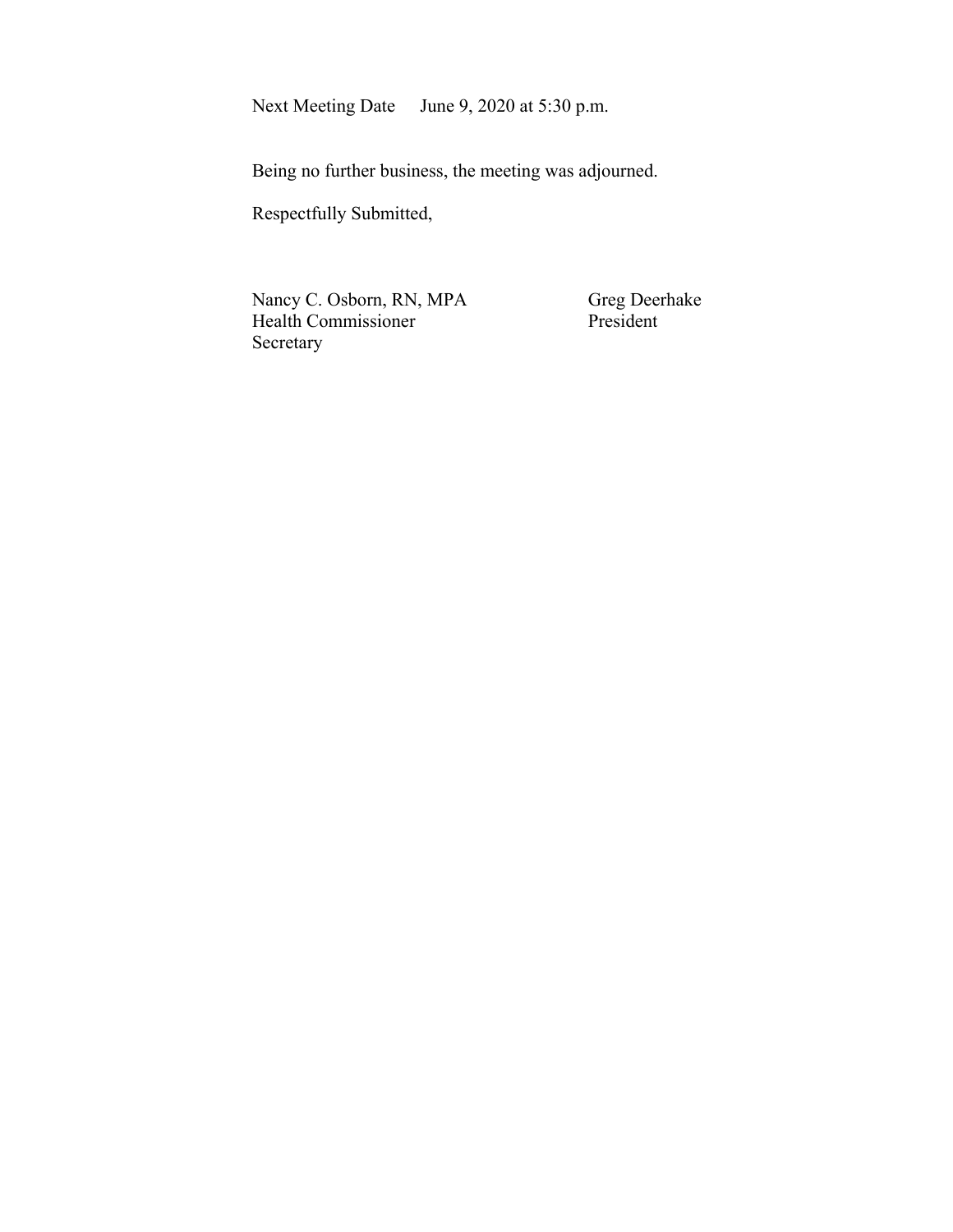Next Meeting Date June 9, 2020 at 5:30 p.m.

Being no further business, the meeting was adjourned.

Respectfully Submitted,

| | |
|---|---|
| Nancy C. Osborn, RN, MPA | Greg Deerhake |
| Health Commissioner | President |
| Secretary | |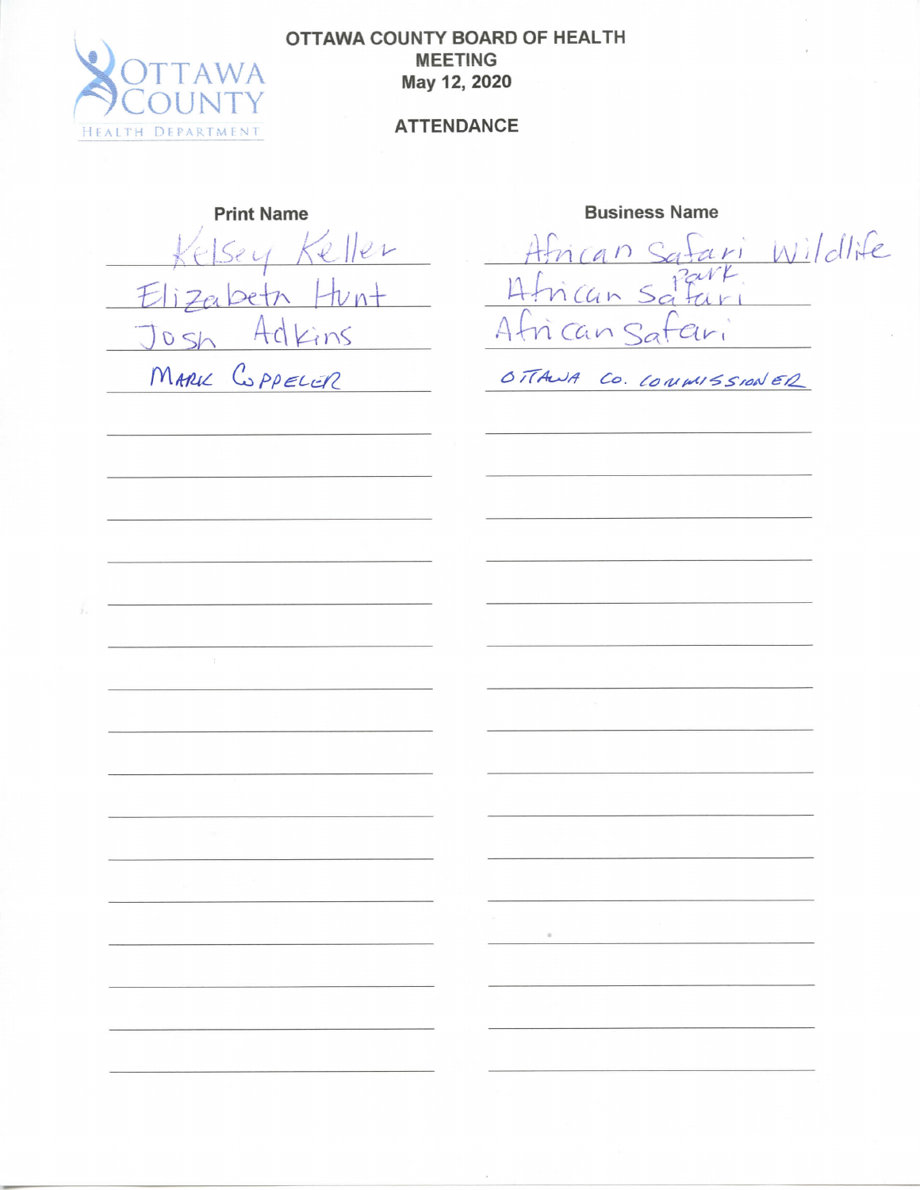**OTTAWA COUNTY BOARD OF HEALTH**
**MEETING**
**May 12, 2020**

**ATTENDANCE**

| Print Name | Business Name |
| --- | --- |
| Kelsey Keller | African Safari Wildlife Park |
| Elizabeth Hunt | African Safari |
| Josh Adkins | African Safari |
| MARK COPPELER | OTTAWA CO. COMMISSIONER |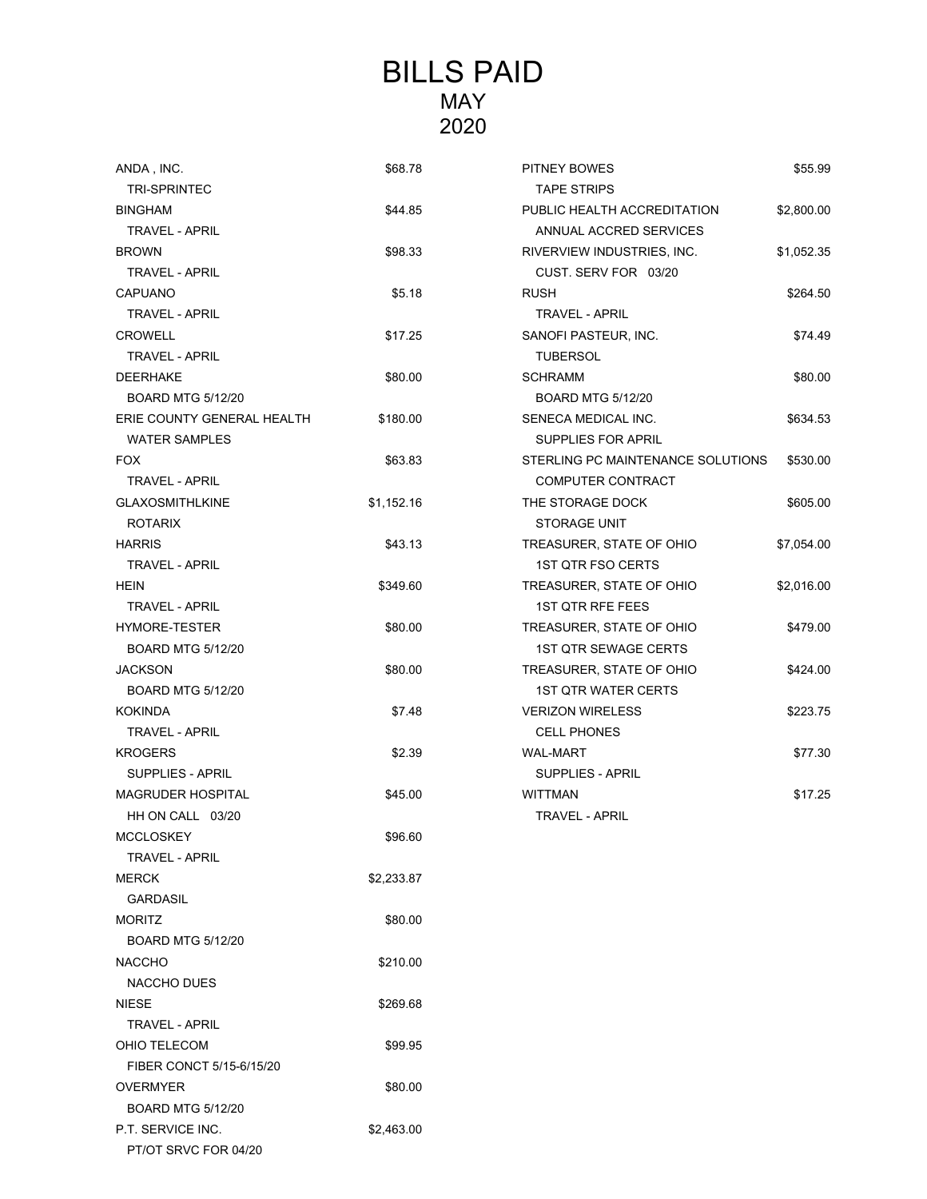# BILLS PAID

## MAY

## 2020

| | |
|---|---|
| ANDA , INC. | $68.78 |
| TRI-SPRINTEC | |
| BINGHAM | $44.85 |
| TRAVEL - APRIL | |
| BROWN | $98.33 |
| TRAVEL - APRIL | |
| CAPUANO | $5.18 |
| TRAVEL - APRIL | |
| CROWELL | $17.25 |
| TRAVEL - APRIL | |
| DEERHAKE | $80.00 |
| BOARD MTG 5/12/20 | |
| ERIE COUNTY GENERAL HEALTH | $180.00 |
| WATER SAMPLES | |
| FOX | $63.83 |
| TRAVEL - APRIL | |
| GLAXOSMITHLKINE | $1,152.16 |
| ROTARIX | |
| HARRIS | $43.13 |
| TRAVEL - APRIL | |
| HEIN | $349.60 |
| TRAVEL - APRIL | |
| HYMORE-TESTER | $80.00 |
| BOARD MTG 5/12/20 | |
| JACKSON | $80.00 |
| BOARD MTG 5/12/20 | |
| KOKINDA | $7.48 |
| TRAVEL - APRIL | |
| KROGERS | $2.39 |
| SUPPLIES - APRIL | |
| MAGRUDER HOSPITAL | $45.00 |
| HH ON CALL 03/20 | |
| MCCLOSKEY | $96.60 |
| TRAVEL - APRIL | |
| MERCK | $2,233.87 |
| GARDASIL | |
| MORITZ | $80.00 |
| BOARD MTG 5/12/20 | |
| NACCHO | $210.00 |
| NACCHO DUES | |
| NIESE | $269.68 |
| TRAVEL - APRIL | |
| OHIO TELECOM | $99.95 |
| FIBER CONCT 5/15-6/15/20 | |
| OVERMYER | $80.00 |
| BOARD MTG 5/12/20 | |
| P.T. SERVICE INC. | $2,463.00 |
| PT/OT SRVC FOR 04/20 | |
| PITNEY BOWES | $55.99 |
| TAPE STRIPS | |
| PUBLIC HEALTH ACCREDITATION | $2,800.00 |
| ANNUAL ACCRED SERVICES | |
| RIVERVIEW INDUSTRIES, INC. | $1,052.35 |
| CUST. SERV FOR 03/20 | |
| RUSH | $264.50 |
| TRAVEL - APRIL | |
| SANOFI PASTEUR, INC. | $74.49 |
| TUBERSOL | |
| SCHRAMM | $80.00 |
| BOARD MTG 5/12/20 | |
| SENECA MEDICAL INC. | $634.53 |
| SUPPLIES FOR APRIL | |
| STERLING PC MAINTENANCE SOLUTIONS | $530.00 |
| COMPUTER CONTRACT | |
| THE STORAGE DOCK | $605.00 |
| STORAGE UNIT | |
| TREASURER, STATE OF OHIO | $7,054.00 |
| 1ST QTR FSO CERTS | |
| TREASURER, STATE OF OHIO | $2,016.00 |
| 1ST QTR RFE FEES | |
| TREASURER, STATE OF OHIO | $479.00 |
| 1ST QTR SEWAGE CERTS | |
| TREASURER, STATE OF OHIO | $424.00 |
| 1ST QTR WATER CERTS | |
| VERIZON WIRELESS | $223.75 |
| CELL PHONES | |
| WAL-MART | $77.30 |
| SUPPLIES - APRIL | |
| WITTMAN | $17.25 |
| TRAVEL - APRIL | |